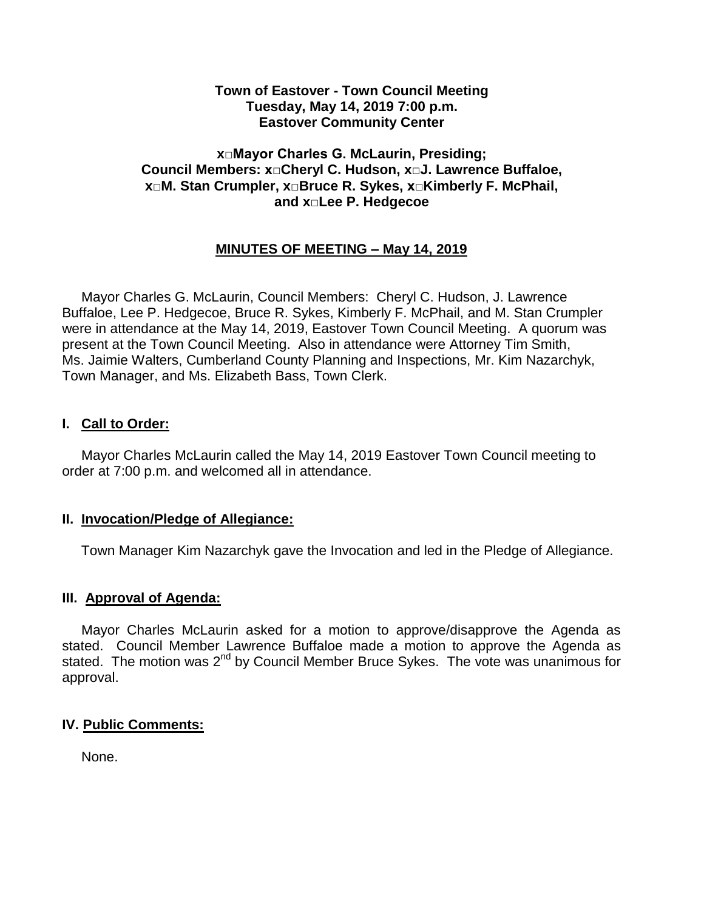**Town of Eastover - Town Council Meeting**
**Tuesday, May 14, 2019 7:00 p.m.**
**Eastover Community Center**

**x□Mayor Charles G. McLaurin, Presiding;**
**Council Members: x□Cheryl C. Hudson, x□J. Lawrence Buffaloe, x□M. Stan Crumpler, x□Bruce R. Sykes, x□Kimberly F. McPhail, and x□Lee P. Hedgecoe**

## MINUTES OF MEETING – May 14, 2019

Mayor Charles G. McLaurin, Council Members: Cheryl C. Hudson, J. Lawrence Buffaloe, Lee P. Hedgecoe, Bruce R. Sykes, Kimberly F. McPhail, and M. Stan Crumpler were in attendance at the May 14, 2019, Eastover Town Council Meeting. A quorum was present at the Town Council Meeting. Also in attendance were Attorney Tim Smith, Ms. Jaimie Walters, Cumberland County Planning and Inspections, Mr. Kim Nazarchyk, Town Manager, and Ms. Elizabeth Bass, Town Clerk.

### I. Call to Order:

Mayor Charles McLaurin called the May 14, 2019 Eastover Town Council meeting to order at 7:00 p.m. and welcomed all in attendance.

### II. Invocation/Pledge of Allegiance:

Town Manager Kim Nazarchyk gave the Invocation and led in the Pledge of Allegiance.

### III. Approval of Agenda:

Mayor Charles McLaurin asked for a motion to approve/disapprove the Agenda as stated. Council Member Lawrence Buffaloe made a motion to approve the Agenda as stated. The motion was 2nd by Council Member Bruce Sykes. The vote was unanimous for approval.

### IV. Public Comments:

None.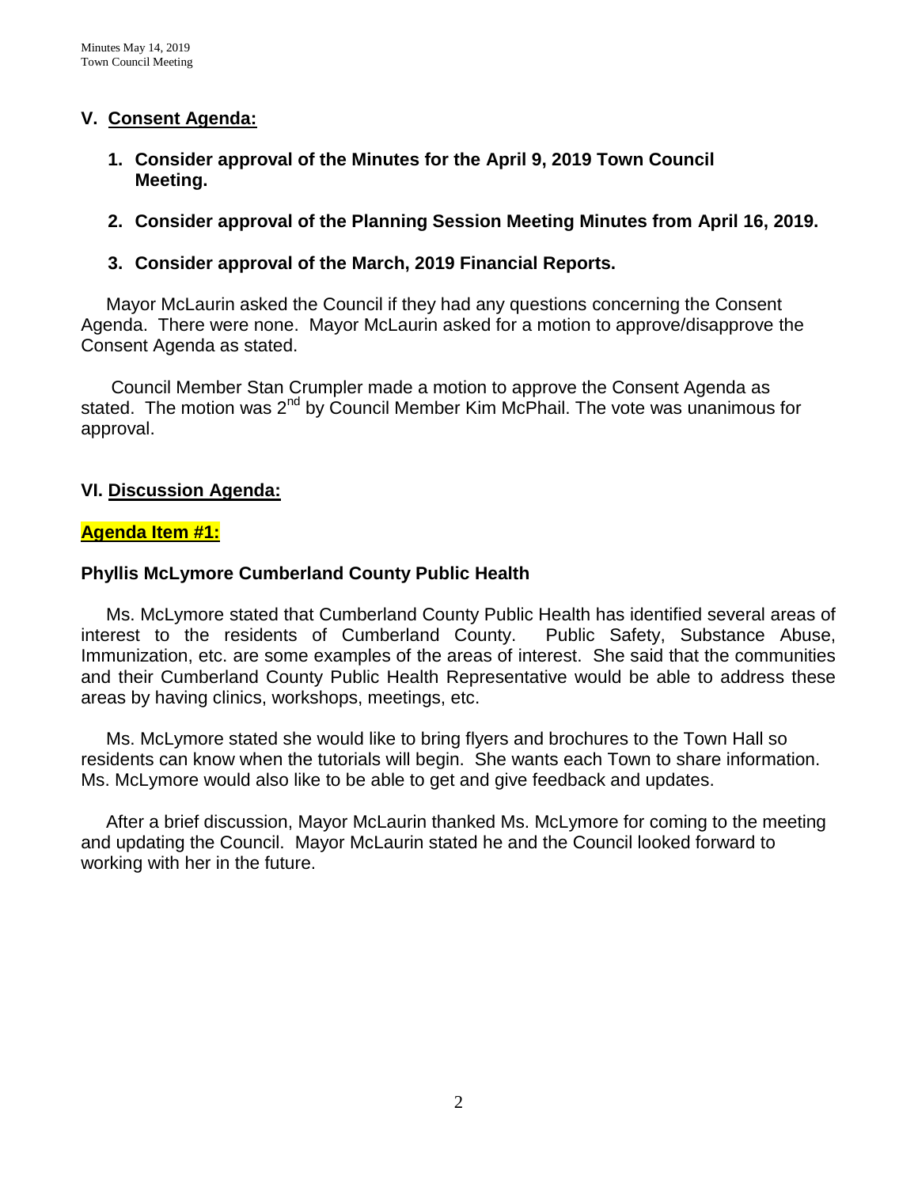## V. Consent Agenda:

1. **Consider approval of the Minutes for the April 9, 2019 Town Council Meeting.**

2. **Consider approval of the Planning Session Meeting Minutes from April 16, 2019.**

3. **Consider approval of the March, 2019 Financial Reports.**

Mayor McLaurin asked the Council if they had any questions concerning the Consent Agenda. There were none. Mayor McLaurin asked for a motion to approve/disapprove the Consent Agenda as stated.

Council Member Stan Crumpler made a motion to approve the Consent Agenda as stated. The motion was 2nd by Council Member Kim McPhail. The vote was unanimous for approval.

## VI. Discussion Agenda:

**Agenda Item #1:**

**Phyllis McLymore Cumberland County Public Health**

Ms. McLymore stated that Cumberland County Public Health has identified several areas of interest to the residents of Cumberland County. Public Safety, Substance Abuse, Immunization, etc. are some examples of the areas of interest. She said that the communities and their Cumberland County Public Health Representative would be able to address these areas by having clinics, workshops, meetings, etc.

Ms. McLymore stated she would like to bring flyers and brochures to the Town Hall so residents can know when the tutorials will begin. She wants each Town to share information. Ms. McLymore would also like to be able to get and give feedback and updates.

After a brief discussion, Mayor McLaurin thanked Ms. McLymore for coming to the meeting and updating the Council. Mayor McLaurin stated he and the Council looked forward to working with her in the future.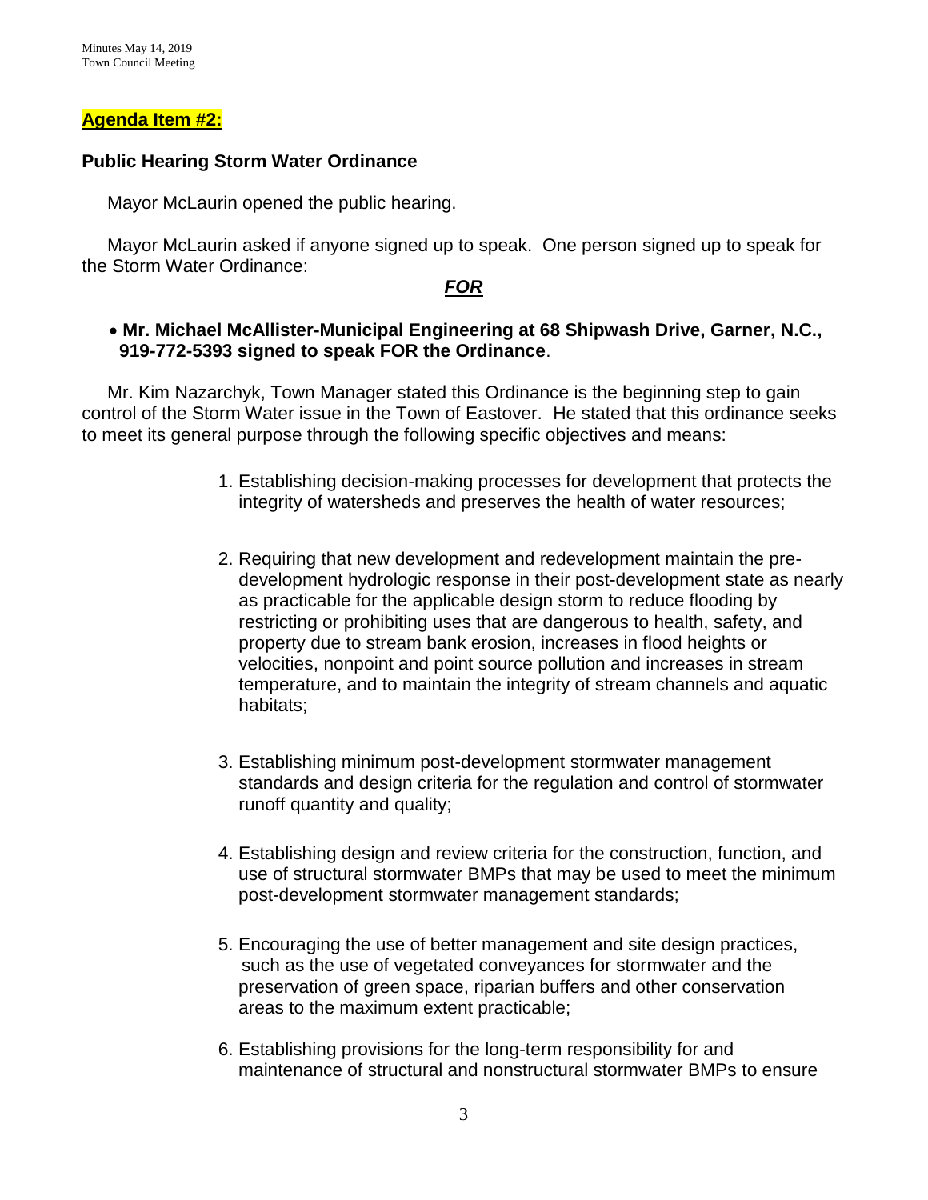**Agenda Item #2:**

**Public Hearing Storm Water Ordinance**

Mayor McLaurin opened the public hearing.

Mayor McLaurin asked if anyone signed up to speak. One person signed up to speak for the Storm Water Ordinance:

***FOR***

- **Mr. Michael McAllister-Municipal Engineering at 68 Shipwash Drive, Garner, N.C., 919-772-5393 signed to speak FOR the Ordinance**.

Mr. Kim Nazarchyk, Town Manager stated this Ordinance is the beginning step to gain control of the Storm Water issue in the Town of Eastover. He stated that this ordinance seeks to meet its general purpose through the following specific objectives and means:

1. Establishing decision-making processes for development that protects the integrity of watersheds and preserves the health of water resources;
2. Requiring that new development and redevelopment maintain the pre-development hydrologic response in their post-development state as nearly as practicable for the applicable design storm to reduce flooding by restricting or prohibiting uses that are dangerous to health, safety, and property due to stream bank erosion, increases in flood heights or velocities, nonpoint and point source pollution and increases in stream temperature, and to maintain the integrity of stream channels and aquatic habitats;
3. Establishing minimum post-development stormwater management standards and design criteria for the regulation and control of stormwater runoff quantity and quality;
4. Establishing design and review criteria for the construction, function, and use of structural stormwater BMPs that may be used to meet the minimum post-development stormwater management standards;
5. Encouraging the use of better management and site design practices, such as the use of vegetated conveyances for stormwater and the preservation of green space, riparian buffers and other conservation areas to the maximum extent practicable;
6. Establishing provisions for the long-term responsibility for and maintenance of structural and nonstructural stormwater BMPs to ensure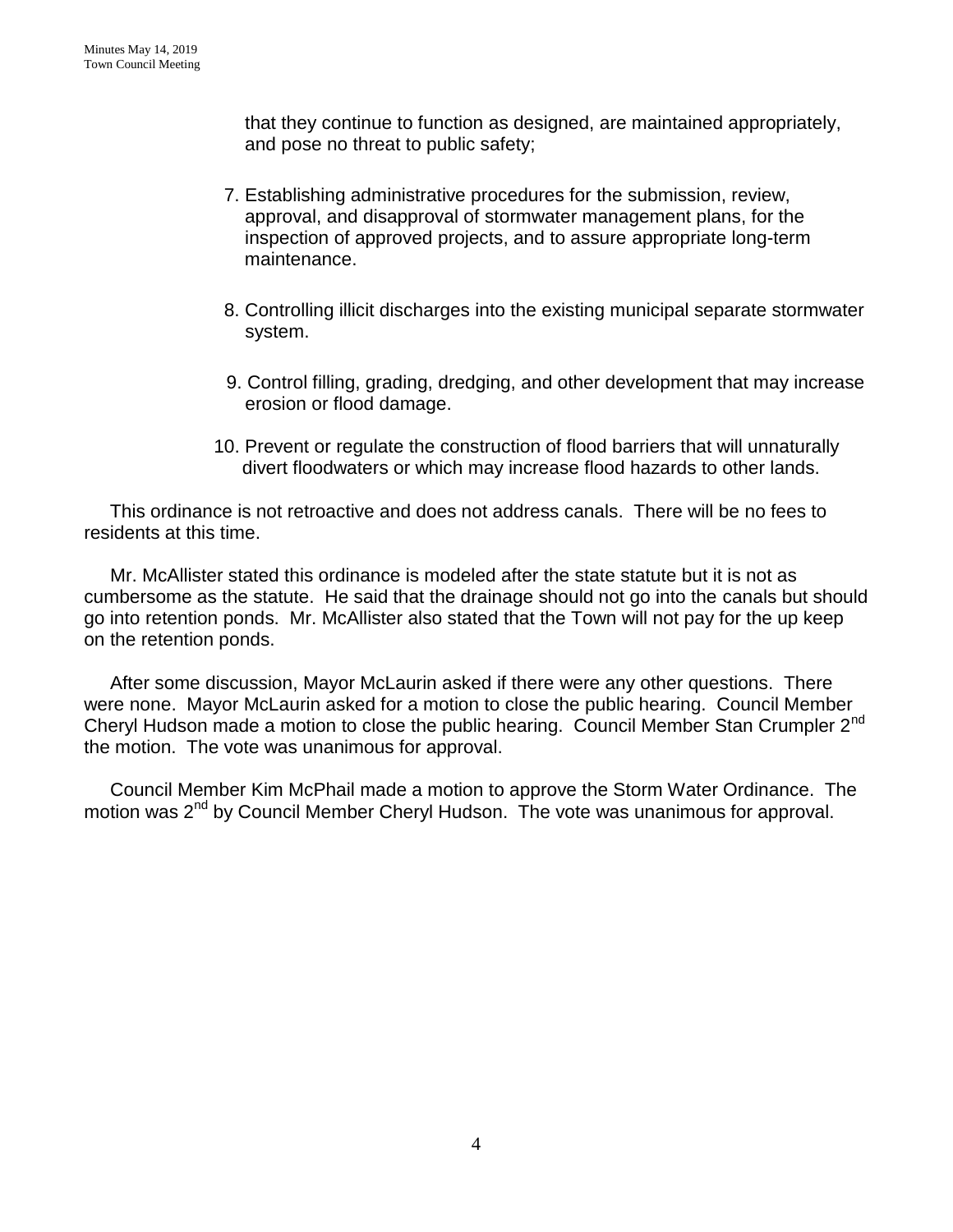that they continue to function as designed, are maintained appropriately, and pose no threat to public safety;

7. Establishing administrative procedures for the submission, review, approval, and disapproval of stormwater management plans, for the inspection of approved projects, and to assure appropriate long-term maintenance.

8. Controlling illicit discharges into the existing municipal separate stormwater system.

9. Control filling, grading, dredging, and other development that may increase erosion or flood damage.

10. Prevent or regulate the construction of flood barriers that will unnaturally divert floodwaters or which may increase flood hazards to other lands.

This ordinance is not retroactive and does not address canals. There will be no fees to residents at this time.

Mr. McAllister stated this ordinance is modeled after the state statute but it is not as cumbersome as the statute. He said that the drainage should not go into the canals but should go into retention ponds. Mr. McAllister also stated that the Town will not pay for the up keep on the retention ponds.

After some discussion, Mayor McLaurin asked if there were any other questions. There were none. Mayor McLaurin asked for a motion to close the public hearing. Council Member Cheryl Hudson made a motion to close the public hearing. Council Member Stan Crumpler 2nd the motion. The vote was unanimous for approval.

Council Member Kim McPhail made a motion to approve the Storm Water Ordinance. The motion was 2nd by Council Member Cheryl Hudson. The vote was unanimous for approval.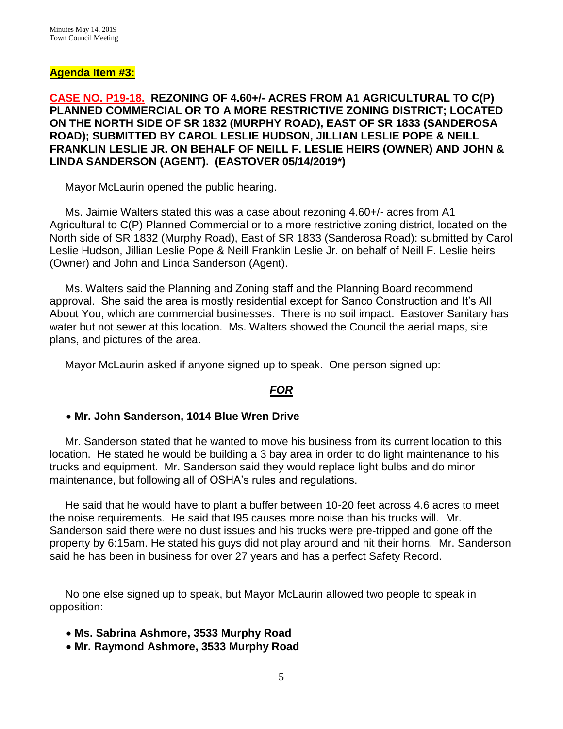**Agenda Item #3:**

**CASE NO. P19-18. REZONING OF 4.60+/- ACRES FROM A1 AGRICULTURAL TO C(P) PLANNED COMMERCIAL OR TO A MORE RESTRICTIVE ZONING DISTRICT; LOCATED ON THE NORTH SIDE OF SR 1832 (MURPHY ROAD), EAST OF SR 1833 (SANDEROSA ROAD); SUBMITTED BY CAROL LESLIE HUDSON, JILLIAN LESLIE POPE & NEILL FRANKLIN LESLIE JR. ON BEHALF OF NEILL F. LESLIE HEIRS (OWNER) AND JOHN & LINDA SANDERSON (AGENT). (EASTOVER 05/14/2019*)**

Mayor McLaurin opened the public hearing.

Ms. Jaimie Walters stated this was a case about rezoning 4.60+/- acres from A1 Agricultural to C(P) Planned Commercial or to a more restrictive zoning district, located on the North side of SR 1832 (Murphy Road), East of SR 1833 (Sanderosa Road): submitted by Carol Leslie Hudson, Jillian Leslie Pope & Neill Franklin Leslie Jr. on behalf of Neill F. Leslie heirs (Owner) and John and Linda Sanderson (Agent).

Ms. Walters said the Planning and Zoning staff and the Planning Board recommend approval. She said the area is mostly residential except for Sanco Construction and It's All About You, which are commercial businesses. There is no soil impact. Eastover Sanitary has water but not sewer at this location. Ms. Walters showed the Council the aerial maps, site plans, and pictures of the area.

Mayor McLaurin asked if anyone signed up to speak. One person signed up:

***FOR***

- **Mr. John Sanderson, 1014 Blue Wren Drive**

Mr. Sanderson stated that he wanted to move his business from its current location to this location. He stated he would be building a 3 bay area in order to do light maintenance to his trucks and equipment. Mr. Sanderson said they would replace light bulbs and do minor maintenance, but following all of OSHA's rules and regulations.

He said that he would have to plant a buffer between 10-20 feet across 4.6 acres to meet the noise requirements. He said that I95 causes more noise than his trucks will. Mr. Sanderson said there were no dust issues and his trucks were pre-tripped and gone off the property by 6:15am. He stated his guys did not play around and hit their horns. Mr. Sanderson said he has been in business for over 27 years and has a perfect Safety Record.

No one else signed up to speak, but Mayor McLaurin allowed two people to speak in opposition:

- **Ms. Sabrina Ashmore, 3533 Murphy Road**
- **Mr. Raymond Ashmore, 3533 Murphy Road**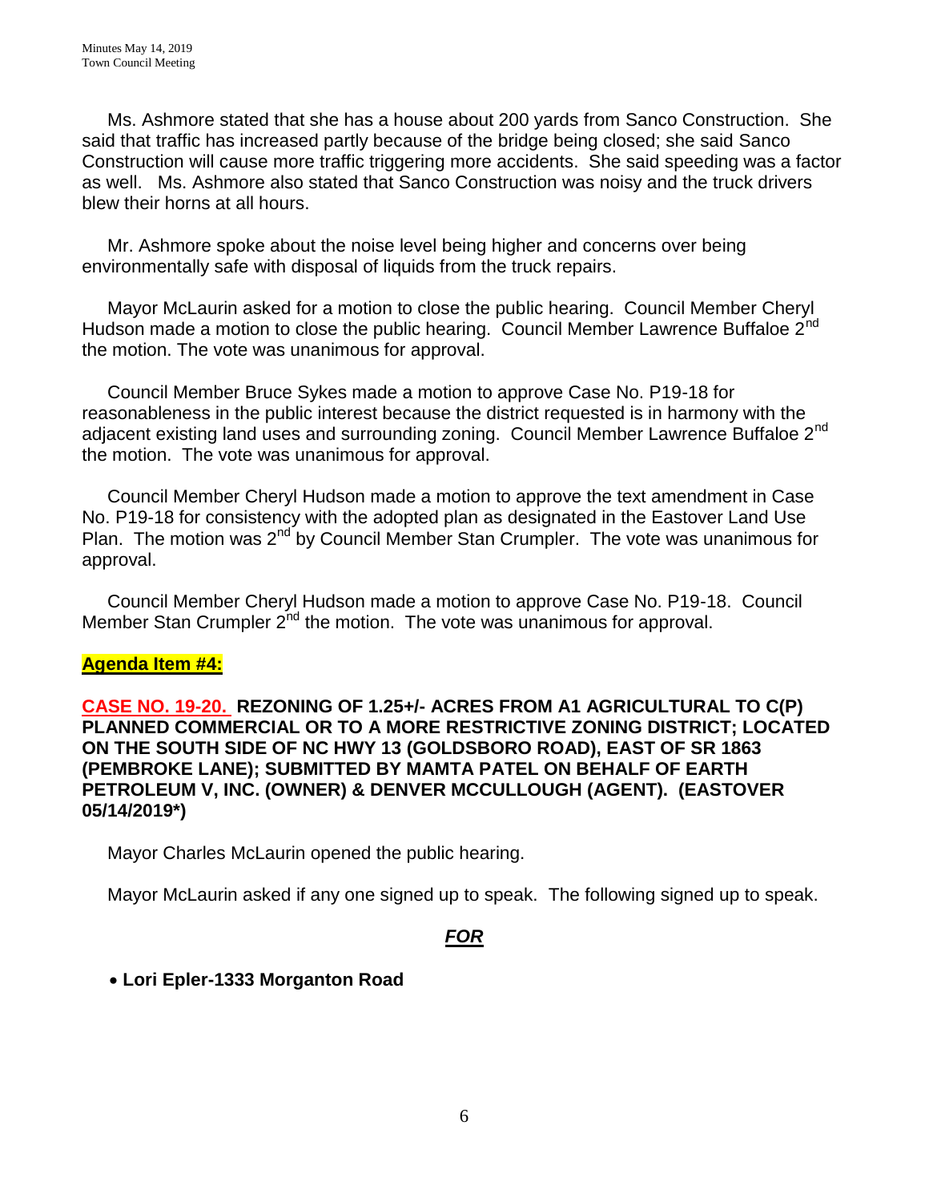Ms. Ashmore stated that she has a house about 200 yards from Sanco Construction. She said that traffic has increased partly because of the bridge being closed; she said Sanco Construction will cause more traffic triggering more accidents. She said speeding was a factor as well. Ms. Ashmore also stated that Sanco Construction was noisy and the truck drivers blew their horns at all hours.

Mr. Ashmore spoke about the noise level being higher and concerns over being environmentally safe with disposal of liquids from the truck repairs.

Mayor McLaurin asked for a motion to close the public hearing. Council Member Cheryl Hudson made a motion to close the public hearing. Council Member Lawrence Buffaloe 2nd the motion. The vote was unanimous for approval.

Council Member Bruce Sykes made a motion to approve Case No. P19-18 for reasonableness in the public interest because the district requested is in harmony with the adjacent existing land uses and surrounding zoning. Council Member Lawrence Buffaloe 2nd the motion. The vote was unanimous for approval.

Council Member Cheryl Hudson made a motion to approve the text amendment in Case No. P19-18 for consistency with the adopted plan as designated in the Eastover Land Use Plan. The motion was 2nd by Council Member Stan Crumpler. The vote was unanimous for approval.

Council Member Cheryl Hudson made a motion to approve Case No. P19-18. Council Member Stan Crumpler 2nd the motion. The vote was unanimous for approval.

**Agenda Item #4:**

**CASE NO. 19-20. REZONING OF 1.25+/- ACRES FROM A1 AGRICULTURAL TO C(P) PLANNED COMMERCIAL OR TO A MORE RESTRICTIVE ZONING DISTRICT; LOCATED ON THE SOUTH SIDE OF NC HWY 13 (GOLDSBORO ROAD), EAST OF SR 1863 (PEMBROKE LANE); SUBMITTED BY MAMTA PATEL ON BEHALF OF EARTH PETROLEUM V, INC. (OWNER) & DENVER MCCULLOUGH (AGENT). (EASTOVER 05/14/2019*)**

Mayor Charles McLaurin opened the public hearing.

Mayor McLaurin asked if any one signed up to speak. The following signed up to speak.

***FOR***

- **Lori Epler-1333 Morganton Road**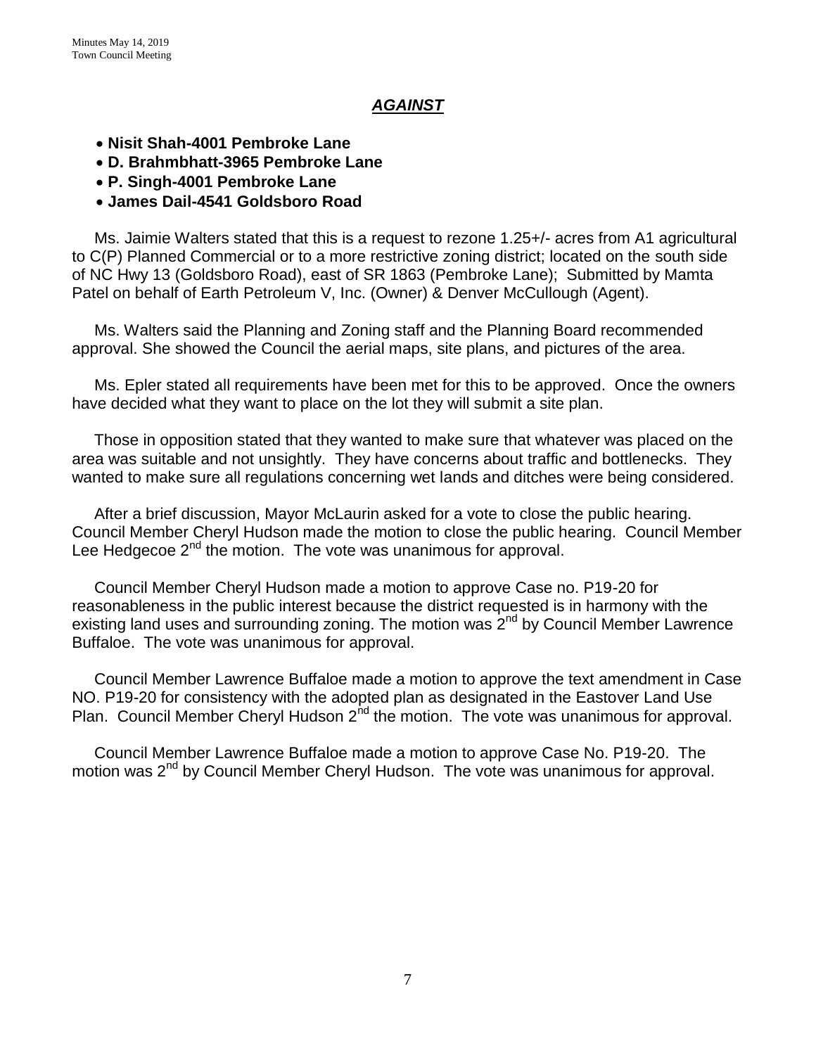## ***AGAINST***

- **Nisit Shah-4001 Pembroke Lane**
- **D. Brahmbhatt-3965 Pembroke Lane**
- **P. Singh-4001 Pembroke Lane**
- **James Dail-4541 Goldsboro Road**

Ms. Jaimie Walters stated that this is a request to rezone 1.25+/- acres from A1 agricultural to C(P) Planned Commercial or to a more restrictive zoning district; located on the south side of NC Hwy 13 (Goldsboro Road), east of SR 1863 (Pembroke Lane); Submitted by Mamta Patel on behalf of Earth Petroleum V, Inc. (Owner) & Denver McCullough (Agent).

Ms. Walters said the Planning and Zoning staff and the Planning Board recommended approval. She showed the Council the aerial maps, site plans, and pictures of the area.

Ms. Epler stated all requirements have been met for this to be approved. Once the owners have decided what they want to place on the lot they will submit a site plan.

Those in opposition stated that they wanted to make sure that whatever was placed on the area was suitable and not unsightly. They have concerns about traffic and bottlenecks. They wanted to make sure all regulations concerning wet lands and ditches were being considered.

After a brief discussion, Mayor McLaurin asked for a vote to close the public hearing. Council Member Cheryl Hudson made the motion to close the public hearing. Council Member Lee Hedgecoe 2nd the motion. The vote was unanimous for approval.

Council Member Cheryl Hudson made a motion to approve Case no. P19-20 for reasonableness in the public interest because the district requested is in harmony with the existing land uses and surrounding zoning. The motion was 2nd by Council Member Lawrence Buffaloe. The vote was unanimous for approval.

Council Member Lawrence Buffaloe made a motion to approve the text amendment in Case NO. P19-20 for consistency with the adopted plan as designated in the Eastover Land Use Plan. Council Member Cheryl Hudson 2nd the motion. The vote was unanimous for approval.

Council Member Lawrence Buffaloe made a motion to approve Case No. P19-20. The motion was 2nd by Council Member Cheryl Hudson. The vote was unanimous for approval.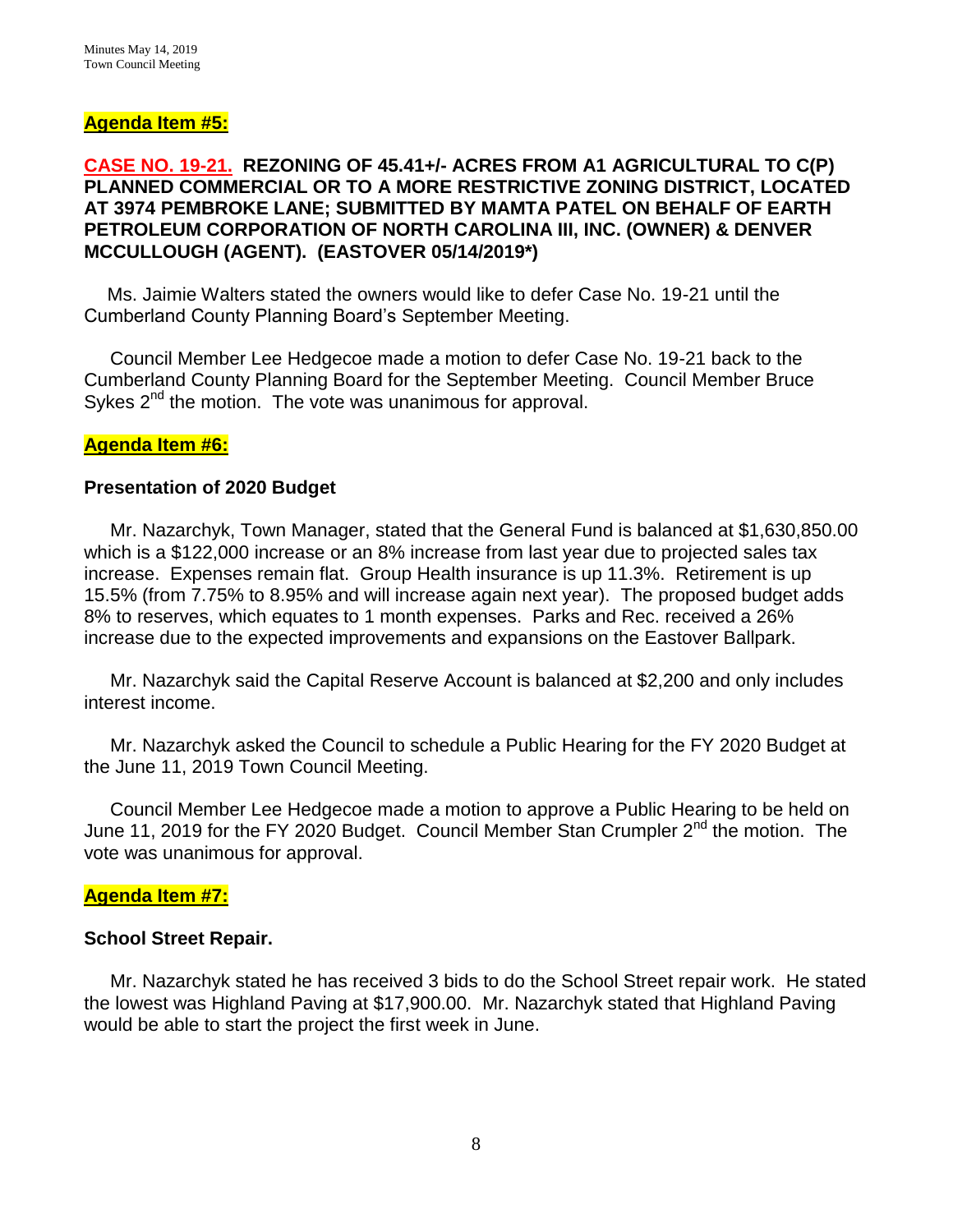**Agenda Item #5:**

**CASE NO. 19-21. REZONING OF 45.41+/- ACRES FROM A1 AGRICULTURAL TO C(P) PLANNED COMMERCIAL OR TO A MORE RESTRICTIVE ZONING DISTRICT, LOCATED AT 3974 PEMBROKE LANE; SUBMITTED BY MAMTA PATEL ON BEHALF OF EARTH PETROLEUM CORPORATION OF NORTH CAROLINA III, INC. (OWNER) & DENVER MCCULLOUGH (AGENT). (EASTOVER 05/14/2019*)**

Ms. Jaimie Walters stated the owners would like to defer Case No. 19-21 until the Cumberland County Planning Board's September Meeting.

Council Member Lee Hedgecoe made a motion to defer Case No. 19-21 back to the Cumberland County Planning Board for the September Meeting. Council Member Bruce Sykes 2nd the motion. The vote was unanimous for approval.

**Agenda Item #6:**

**Presentation of 2020 Budget**

Mr. Nazarchyk, Town Manager, stated that the General Fund is balanced at $1,630,850.00 which is a $122,000 increase or an 8% increase from last year due to projected sales tax increase. Expenses remain flat. Group Health insurance is up 11.3%. Retirement is up 15.5% (from 7.75% to 8.95% and will increase again next year). The proposed budget adds 8% to reserves, which equates to 1 month expenses. Parks and Rec. received a 26% increase due to the expected improvements and expansions on the Eastover Ballpark.

Mr. Nazarchyk said the Capital Reserve Account is balanced at $2,200 and only includes interest income.

Mr. Nazarchyk asked the Council to schedule a Public Hearing for the FY 2020 Budget at the June 11, 2019 Town Council Meeting.

Council Member Lee Hedgecoe made a motion to approve a Public Hearing to be held on June 11, 2019 for the FY 2020 Budget. Council Member Stan Crumpler 2nd the motion. The vote was unanimous for approval.

**Agenda Item #7:**

**School Street Repair.**

Mr. Nazarchyk stated he has received 3 bids to do the School Street repair work. He stated the lowest was Highland Paving at $17,900.00. Mr. Nazarchyk stated that Highland Paving would be able to start the project the first week in June.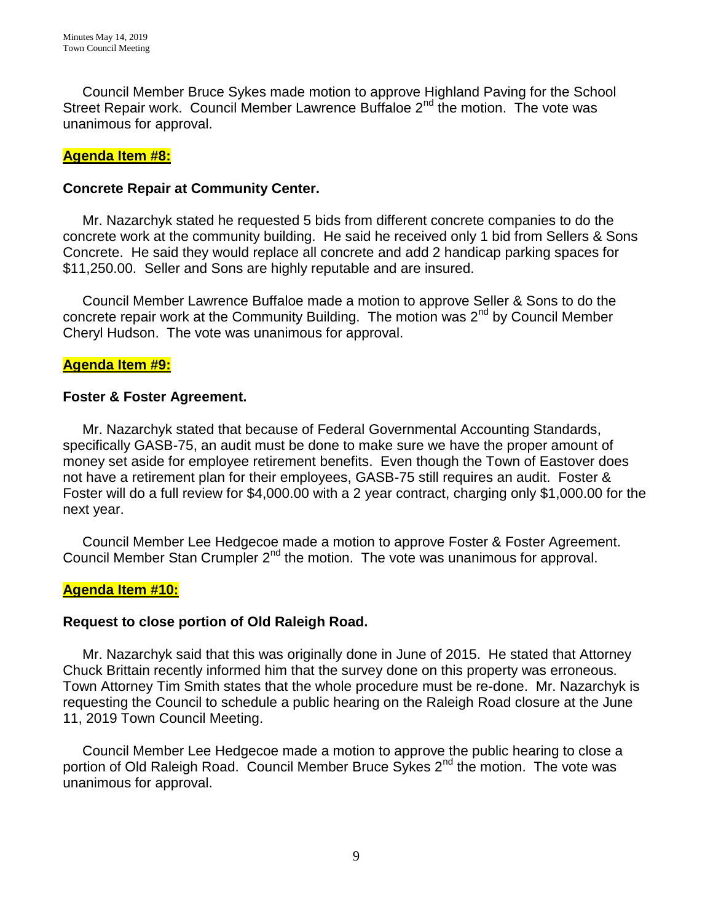Council Member Bruce Sykes made motion to approve Highland Paving for the School Street Repair work. Council Member Lawrence Buffaloe 2nd the motion. The vote was unanimous for approval.

**Agenda Item #8:**

**Concrete Repair at Community Center.**

Mr. Nazarchyk stated he requested 5 bids from different concrete companies to do the concrete work at the community building. He said he received only 1 bid from Sellers & Sons Concrete. He said they would replace all concrete and add 2 handicap parking spaces for $11,250.00. Seller and Sons are highly reputable and are insured.

Council Member Lawrence Buffaloe made a motion to approve Seller & Sons to do the concrete repair work at the Community Building. The motion was 2nd by Council Member Cheryl Hudson. The vote was unanimous for approval.

**Agenda Item #9:**

**Foster & Foster Agreement.**

Mr. Nazarchyk stated that because of Federal Governmental Accounting Standards, specifically GASB-75, an audit must be done to make sure we have the proper amount of money set aside for employee retirement benefits. Even though the Town of Eastover does not have a retirement plan for their employees, GASB-75 still requires an audit. Foster & Foster will do a full review for $4,000.00 with a 2 year contract, charging only $1,000.00 for the next year.

Council Member Lee Hedgecoe made a motion to approve Foster & Foster Agreement. Council Member Stan Crumpler 2nd the motion. The vote was unanimous for approval.

**Agenda Item #10:**

**Request to close portion of Old Raleigh Road.**

Mr. Nazarchyk said that this was originally done in June of 2015. He stated that Attorney Chuck Brittain recently informed him that the survey done on this property was erroneous. Town Attorney Tim Smith states that the whole procedure must be re-done. Mr. Nazarchyk is requesting the Council to schedule a public hearing on the Raleigh Road closure at the June 11, 2019 Town Council Meeting.

Council Member Lee Hedgecoe made a motion to approve the public hearing to close a portion of Old Raleigh Road. Council Member Bruce Sykes 2nd the motion. The vote was unanimous for approval.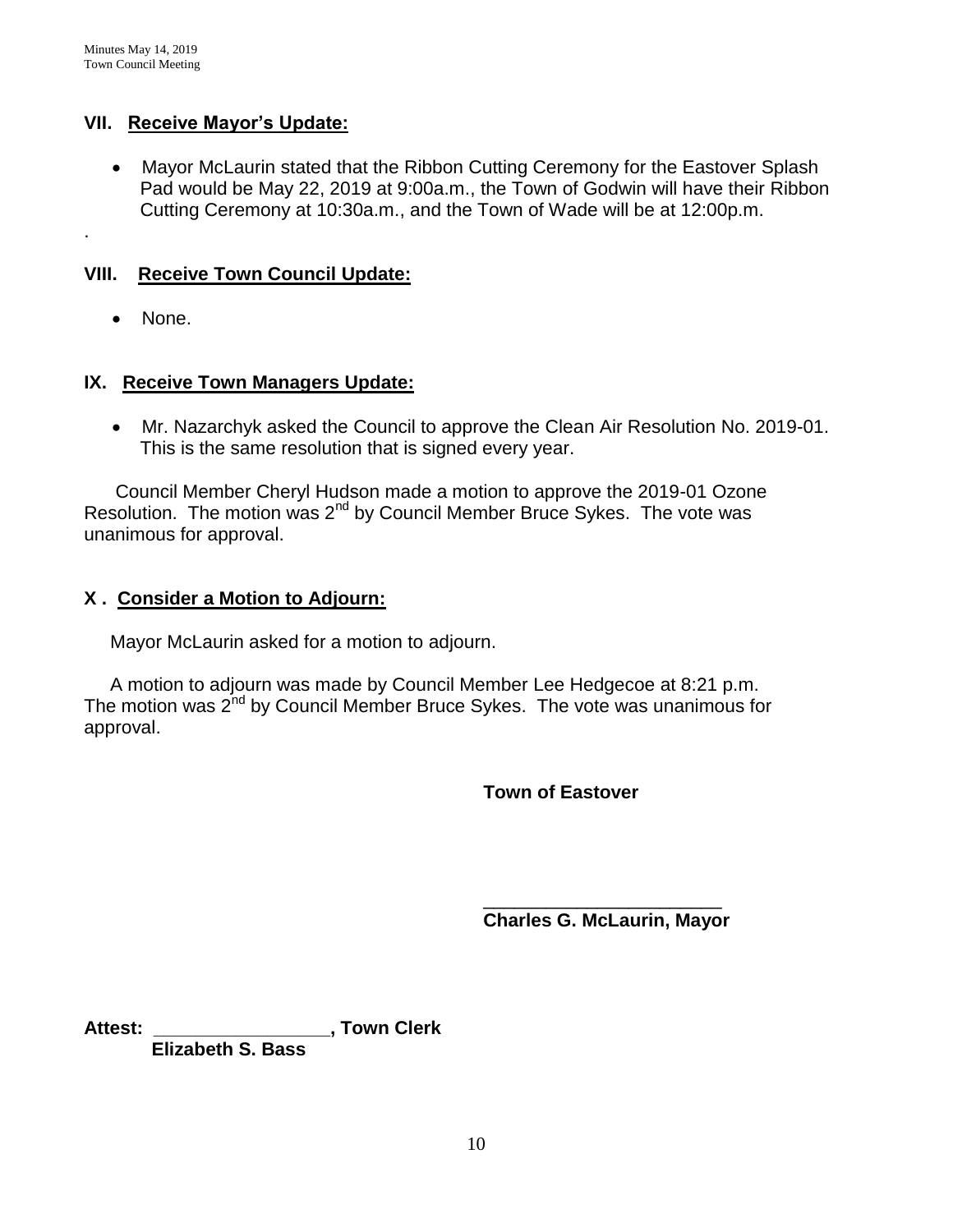## VII. **Receive Mayor's Update:**

- Mayor McLaurin stated that the Ribbon Cutting Ceremony for the Eastover Splash Pad would be May 22, 2019 at 9:00a.m., the Town of Godwin will have their Ribbon Cutting Ceremony at 10:30a.m., and the Town of Wade will be at 12:00p.m.

.

## VIII. **Receive Town Council Update:**

- None.

## IX. **Receive Town Managers Update:**

- Mr. Nazarchyk asked the Council to approve the Clean Air Resolution No. 2019-01. This is the same resolution that is signed every year.

Council Member Cheryl Hudson made a motion to approve the 2019-01 Ozone Resolution. The motion was 2nd by Council Member Bruce Sykes. The vote was unanimous for approval.

## X . **Consider a Motion to Adjourn:**

Mayor McLaurin asked for a motion to adjourn.

A motion to adjourn was made by Council Member Lee Hedgecoe at 8:21 p.m. The motion was 2nd by Council Member Bruce Sykes. The vote was unanimous for approval.

**Town of Eastover**

_______________________
**Charles G. McLaurin, Mayor**

**Attest: \_\_\_\_\_\_\_\_\_\_\_\_\_\_\_\_\_, Town Clerk**
**Elizabeth S. Bass**